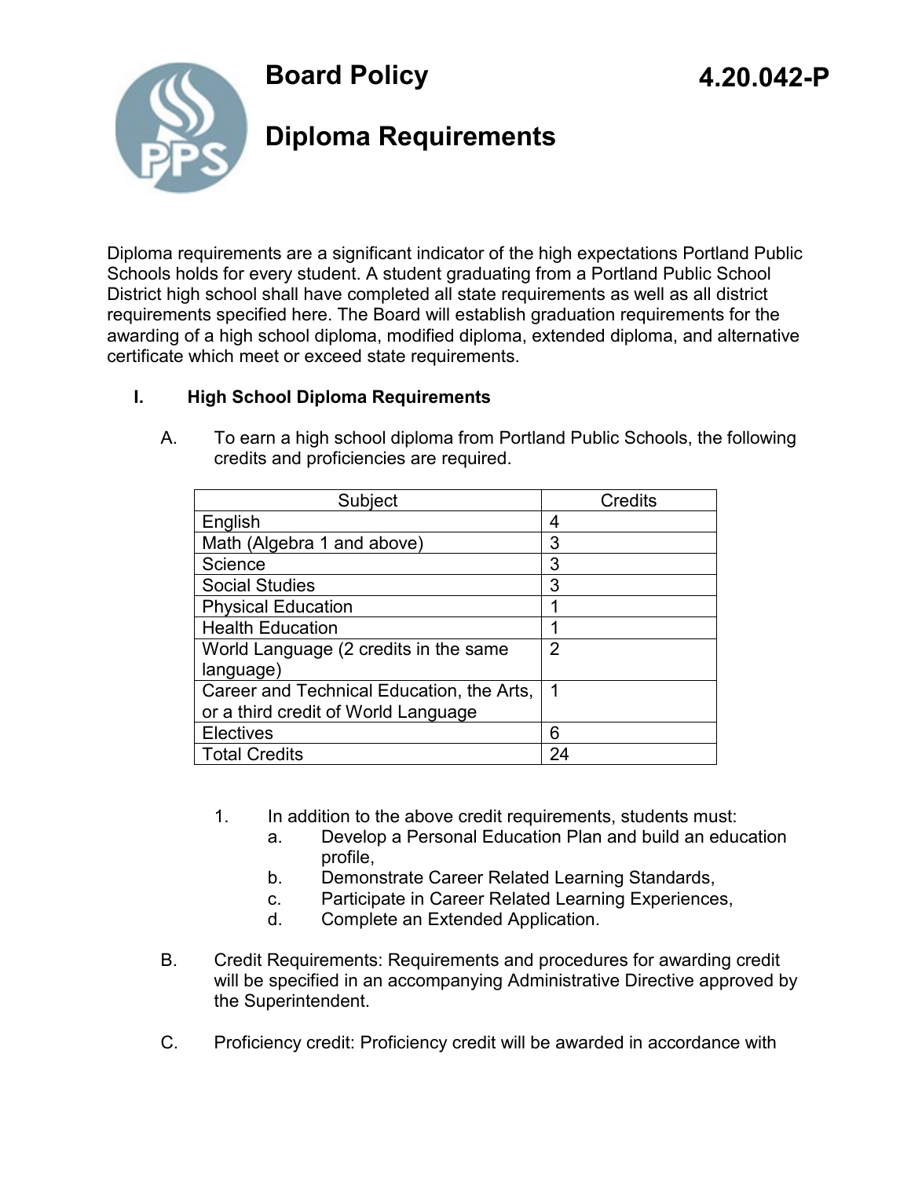# Board Policy

# 4.20.042-P

# Diploma Requirements

Diploma requirements are a significant indicator of the high expectations Portland Public Schools holds for every student. A student graduating from a Portland Public School District high school shall have completed all state requirements as well as all district requirements specified here. The Board will establish graduation requirements for the awarding of a high school diploma, modified diploma, extended diploma, and alternative certificate which meet or exceed state requirements.

## I. High School Diploma Requirements

A. To earn a high school diploma from Portland Public Schools, the following credits and proficiencies are required.

| Subject | Credits |
| --- | --- |
| English | 4 |
| Math (Algebra 1 and above) | 3 |
| Science | 3 |
| Social Studies | 3 |
| Physical Education | 1 |
| Health Education | 1 |
| World Language (2 credits in the same language) | 2 |
| Career and Technical Education, the Arts, or a third credit of World Language | 1 |
| Electives | 6 |
| Total Credits | 24 |

1. In addition to the above credit requirements, students must:
   a. Develop a Personal Education Plan and build an education profile,
   b. Demonstrate Career Related Learning Standards,
   c. Participate in Career Related Learning Experiences,
   d. Complete an Extended Application.

B. Credit Requirements: Requirements and procedures for awarding credit will be specified in an accompanying Administrative Directive approved by the Superintendent.

C. Proficiency credit: Proficiency credit will be awarded in accordance with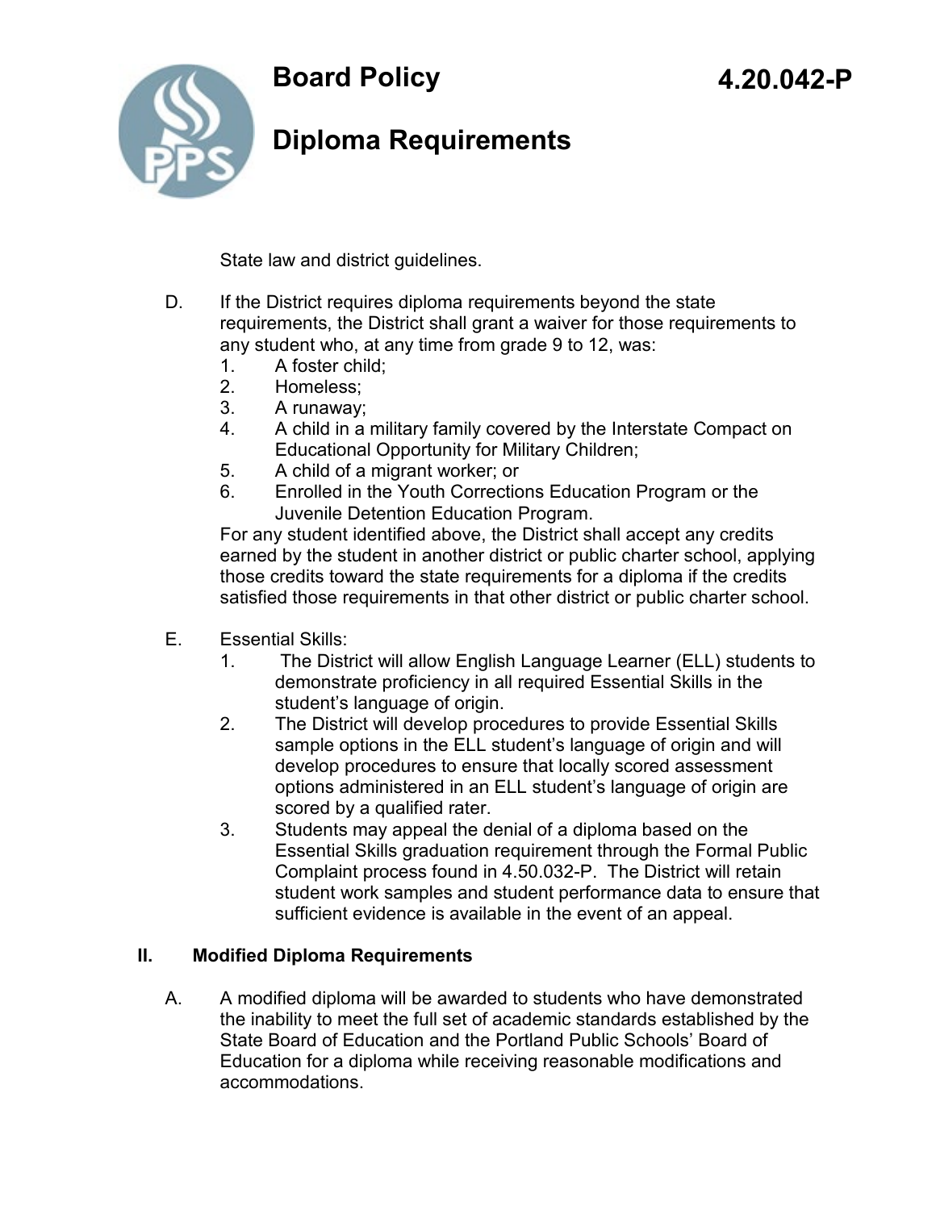State law and district guidelines.

D. If the District requires diploma requirements beyond the state requirements, the District shall grant a waiver for those requirements to any student who, at any time from grade 9 to 12, was:
   1. A foster child;
   2. Homeless;
   3. A runaway;
   4. A child in a military family covered by the Interstate Compact on Educational Opportunity for Military Children;
   5. A child of a migrant worker; or
   6. Enrolled in the Youth Corrections Education Program or the Juvenile Detention Education Program.

   For any student identified above, the District shall accept any credits earned by the student in another district or public charter school, applying those credits toward the state requirements for a diploma if the credits satisfied those requirements in that other district or public charter school.

E. Essential Skills:
   1. The District will allow English Language Learner (ELL) students to demonstrate proficiency in all required Essential Skills in the student's language of origin.
   2. The District will develop procedures to provide Essential Skills sample options in the ELL student's language of origin and will develop procedures to ensure that locally scored assessment options administered in an ELL student's language of origin are scored by a qualified rater.
   3. Students may appeal the denial of a diploma based on the Essential Skills graduation requirement through the Formal Public Complaint process found in 4.50.032-P. The District will retain student work samples and student performance data to ensure that sufficient evidence is available in the event of an appeal.

## II. Modified Diploma Requirements

A. A modified diploma will be awarded to students who have demonstrated the inability to meet the full set of academic standards established by the State Board of Education and the Portland Public Schools' Board of Education for a diploma while receiving reasonable modifications and accommodations.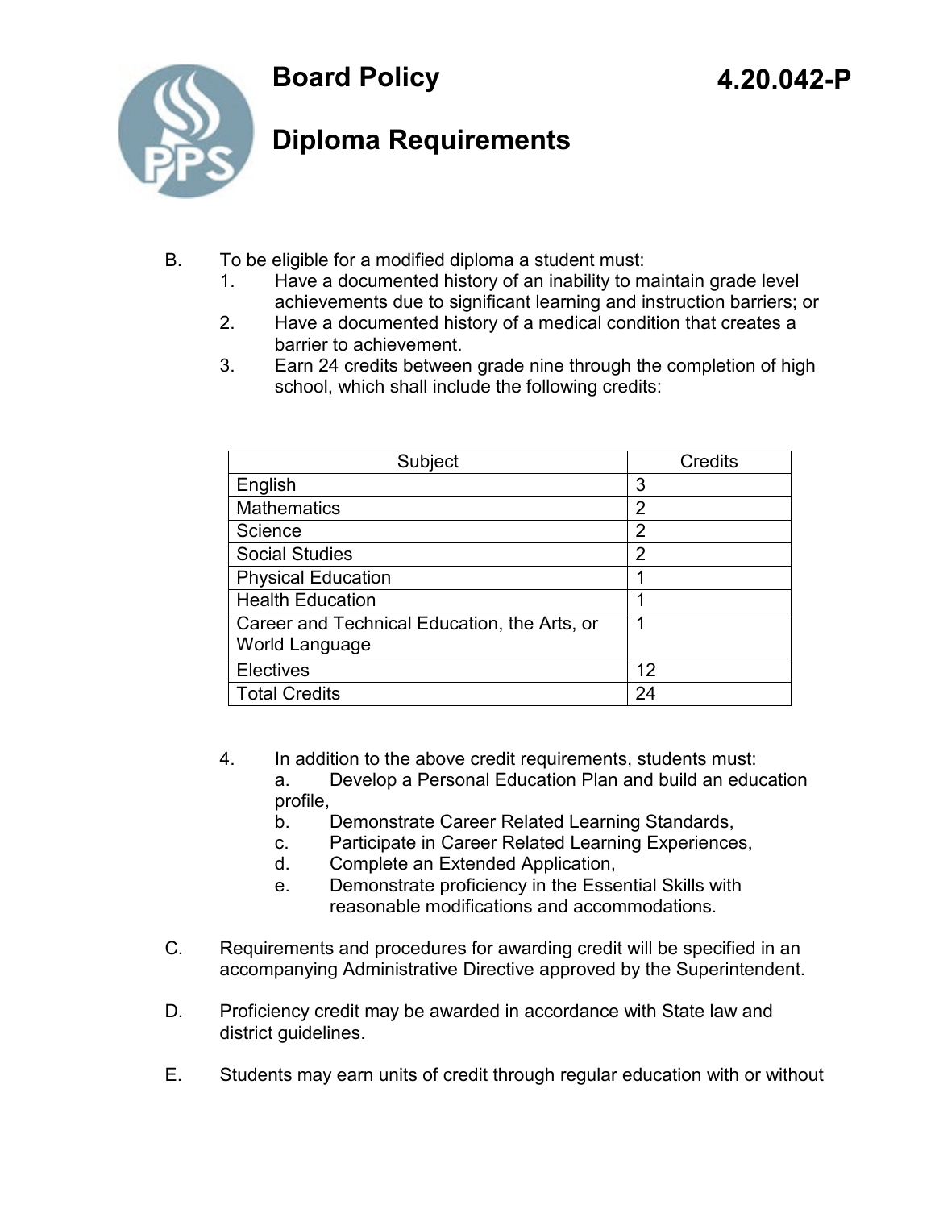# Board Policy 4.20.042-P

## Diploma Requirements

B. To be eligible for a modified diploma a student must:
   1. Have a documented history of an inability to maintain grade level achievements due to significant learning and instruction barriers; or
   2. Have a documented history of a medical condition that creates a barrier to achievement.
   3. Earn 24 credits between grade nine through the completion of high school, which shall include the following credits:

| Subject | Credits |
|---|---|
| English | 3 |
| Mathematics | 2 |
| Science | 2 |
| Social Studies | 2 |
| Physical Education | 1 |
| Health Education | 1 |
| Career and Technical Education, the Arts, or World Language | 1 |
| Electives | 12 |
| Total Credits | 24 |

   4. In addition to the above credit requirements, students must:
      a. Develop a Personal Education Plan and build an education profile,
      b. Demonstrate Career Related Learning Standards,
      c. Participate in Career Related Learning Experiences,
      d. Complete an Extended Application,
      e. Demonstrate proficiency in the Essential Skills with reasonable modifications and accommodations.

C. Requirements and procedures for awarding credit will be specified in an accompanying Administrative Directive approved by the Superintendent.

D. Proficiency credit may be awarded in accordance with State law and district guidelines.

E. Students may earn units of credit through regular education with or without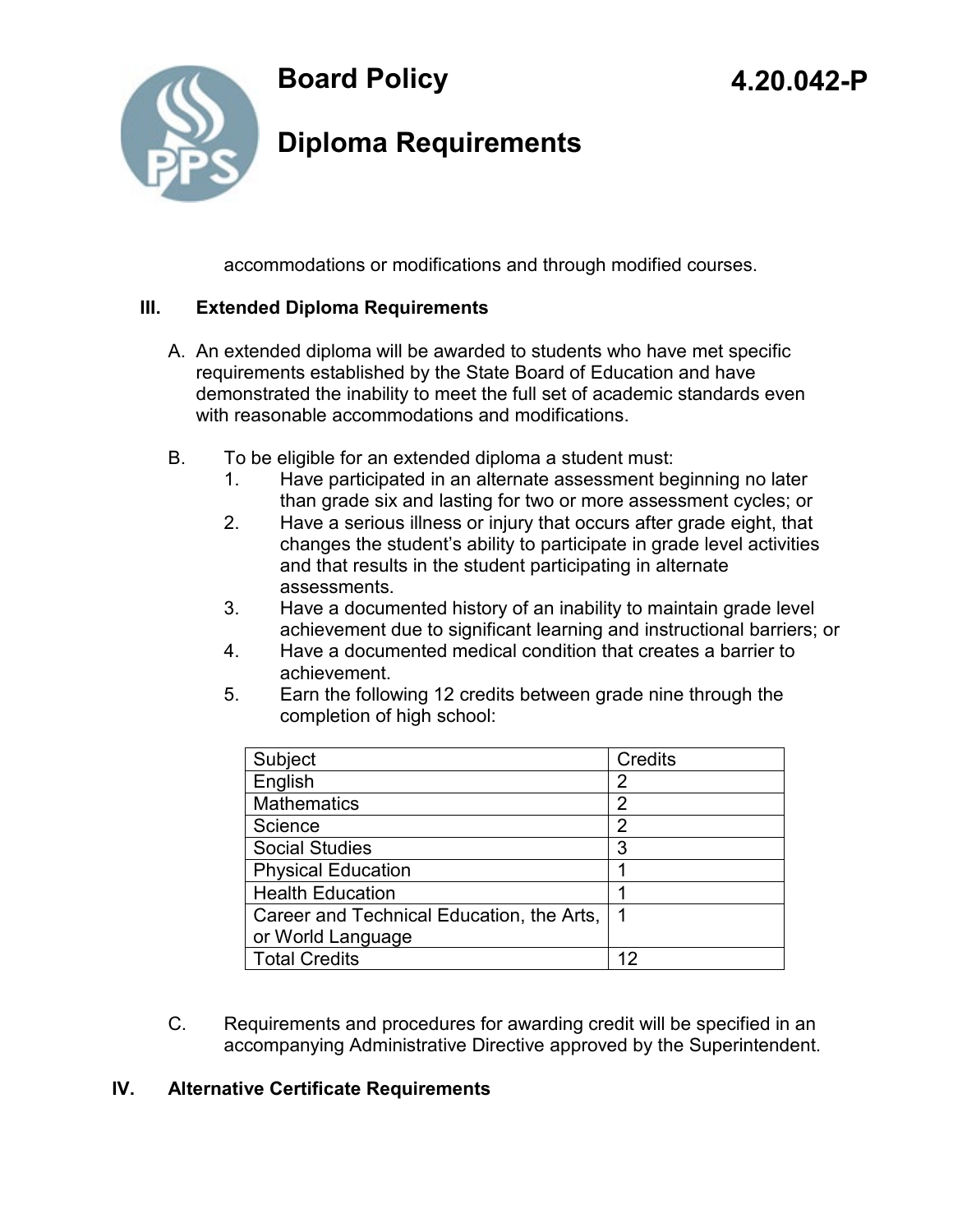accommodations or modifications and through modified courses.

## III. Extended Diploma Requirements

A. An extended diploma will be awarded to students who have met specific requirements established by the State Board of Education and have demonstrated the inability to meet the full set of academic standards even with reasonable accommodations and modifications.

B. To be eligible for an extended diploma a student must:
   1. Have participated in an alternate assessment beginning no later than grade six and lasting for two or more assessment cycles; or
   2. Have a serious illness or injury that occurs after grade eight, that changes the student's ability to participate in grade level activities and that results in the student participating in alternate assessments.
   3. Have a documented history of an inability to maintain grade level achievement due to significant learning and instructional barriers; or
   4. Have a documented medical condition that creates a barrier to achievement.
   5. Earn the following 12 credits between grade nine through the completion of high school:

| Subject | Credits |
|---|---|
| English | 2 |
| Mathematics | 2 |
| Science | 2 |
| Social Studies | 3 |
| Physical Education | 1 |
| Health Education | 1 |
| Career and Technical Education, the Arts, or World Language | 1 |
| Total Credits | 12 |

C. Requirements and procedures for awarding credit will be specified in an accompanying Administrative Directive approved by the Superintendent.

## IV. Alternative Certificate Requirements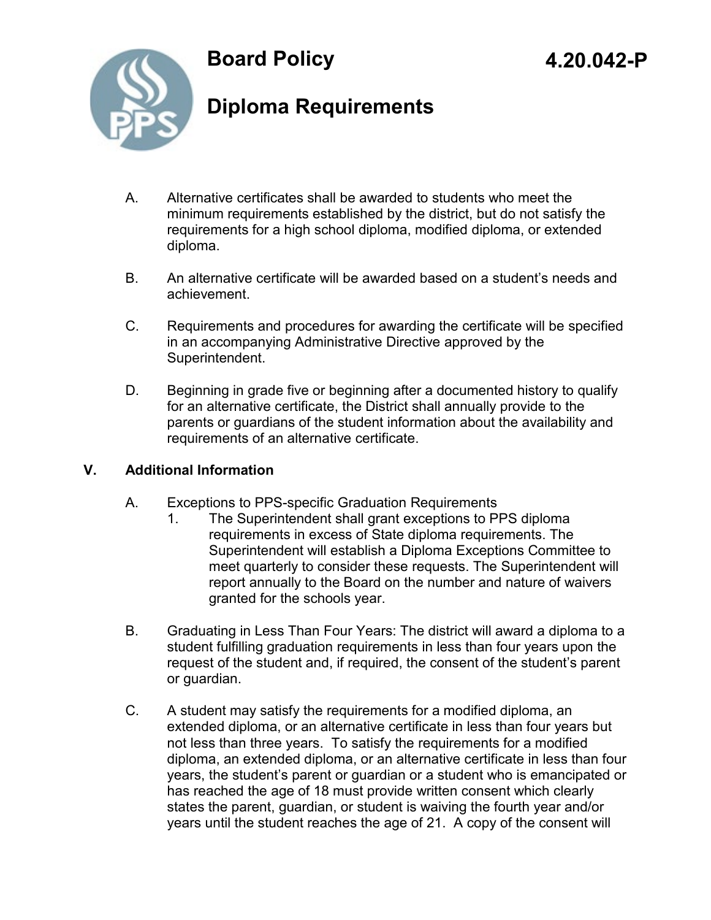A. Alternative certificates shall be awarded to students who meet the minimum requirements established by the district, but do not satisfy the requirements for a high school diploma, modified diploma, or extended diploma.

B. An alternative certificate will be awarded based on a student's needs and achievement.

C. Requirements and procedures for awarding the certificate will be specified in an accompanying Administrative Directive approved by the Superintendent.

D. Beginning in grade five or beginning after a documented history to qualify for an alternative certificate, the District shall annually provide to the parents or guardians of the student information about the availability and requirements of an alternative certificate.

## V. Additional Information

A. Exceptions to PPS-specific Graduation Requirements

1. The Superintendent shall grant exceptions to PPS diploma requirements in excess of State diploma requirements. The Superintendent will establish a Diploma Exceptions Committee to meet quarterly to consider these requests. The Superintendent will report annually to the Board on the number and nature of waivers granted for the schools year.

B. Graduating in Less Than Four Years: The district will award a diploma to a student fulfilling graduation requirements in less than four years upon the request of the student and, if required, the consent of the student's parent or guardian.

C. A student may satisfy the requirements for a modified diploma, an extended diploma, or an alternative certificate in less than four years but not less than three years. To satisfy the requirements for a modified diploma, an extended diploma, or an alternative certificate in less than four years, the student's parent or guardian or a student who is emancipated or has reached the age of 18 must provide written consent which clearly states the parent, guardian, or student is waiving the fourth year and/or years until the student reaches the age of 21. A copy of the consent will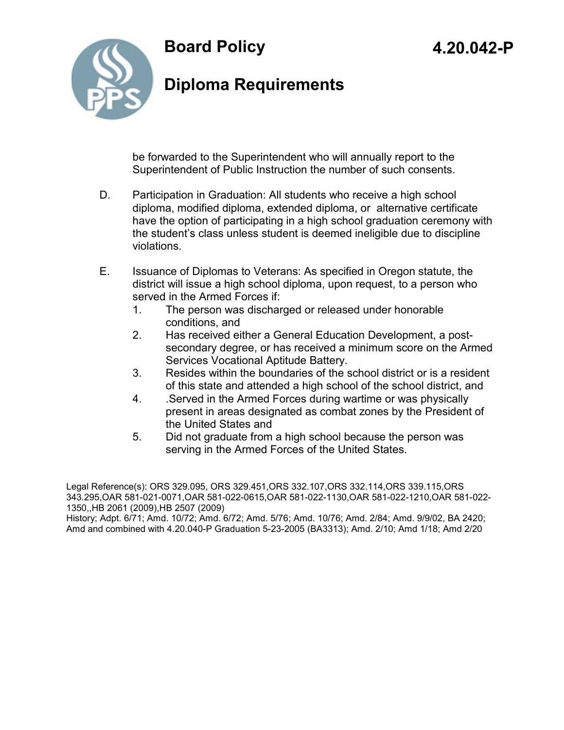be forwarded to the Superintendent who will annually report to the Superintendent of Public Instruction the number of such consents.

D. Participation in Graduation: All students who receive a high school diploma, modified diploma, extended diploma, or alternative certificate have the option of participating in a high school graduation ceremony with the student's class unless student is deemed ineligible due to discipline violations.

E. Issuance of Diplomas to Veterans: As specified in Oregon statute, the district will issue a high school diploma, upon request, to a person who served in the Armed Forces if:

1. The person was discharged or released under honorable conditions, and
2. Has received either a General Education Development, a post-secondary degree, or has received a minimum score on the Armed Services Vocational Aptitude Battery.
3. Resides within the boundaries of the school district or is a resident of this state and attended a high school of the school district, and
4. .Served in the Armed Forces during wartime or was physically present in areas designated as combat zones by the President of the United States and
5. Did not graduate from a high school because the person was serving in the Armed Forces of the United States.

Legal Reference(s): ORS 329.095, ORS 329.451,ORS 332.107,ORS 332.114,ORS 339.115,ORS 343.295,OAR 581-021-0071,OAR 581-022-0615,OAR 581-022-1130,OAR 581-022-1210,OAR 581-022-1350,,HB 2061 (2009),HB 2507 (2009)

History; Adpt. 6/71; Amd. 10/72; Amd. 6/72; Amd. 5/76; Amd. 10/76; Amd. 2/84; Amd. 9/9/02, BA 2420; Amd and combined with 4.20.040-P Graduation 5-23-2005 (BA3313); Amd. 2/10; Amd 1/18; Amd 2/20